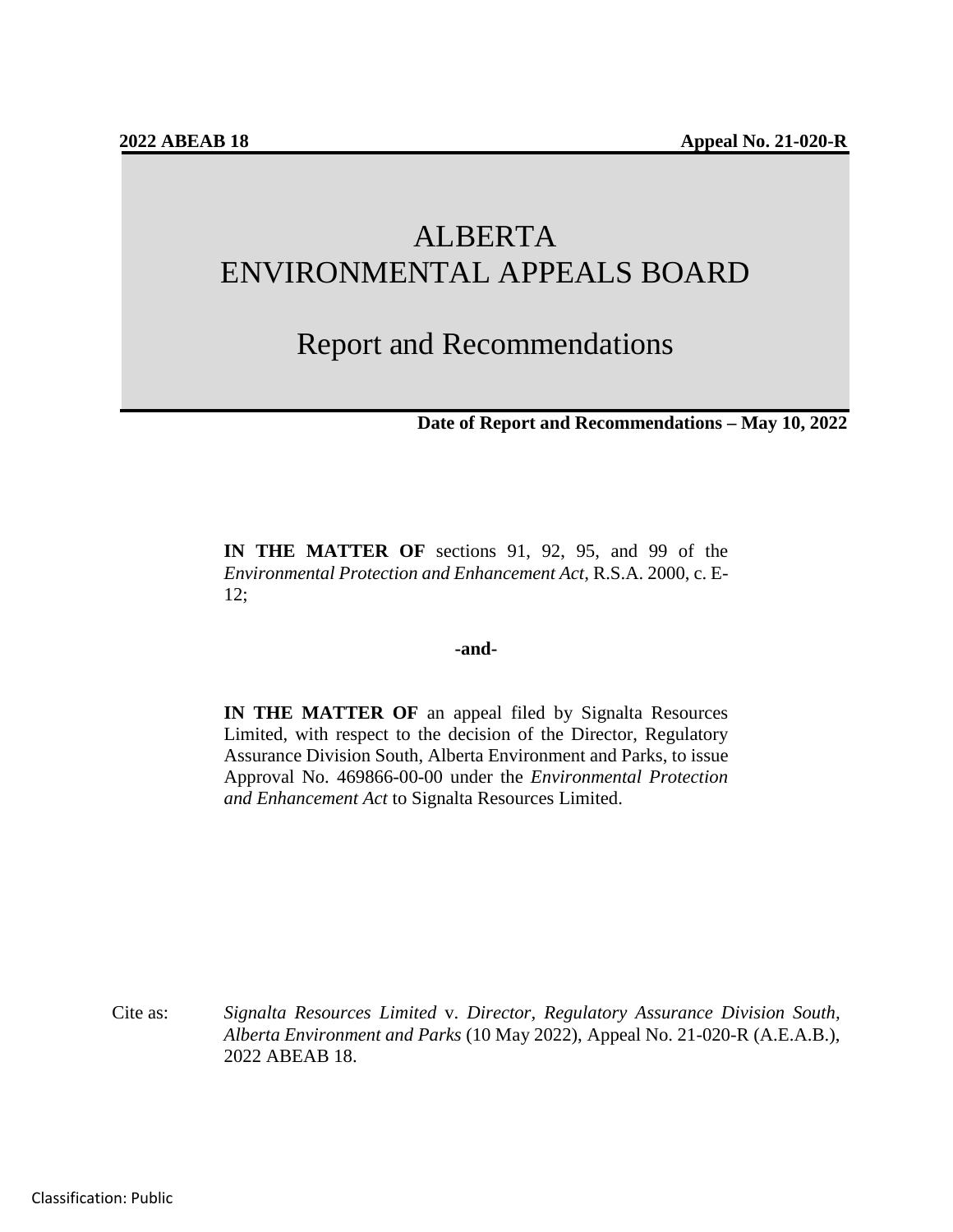**2022 ABEAB 18** **Appeal No. 21-020-R**

# ALBERTA
# ENVIRONMENTAL APPEALS BOARD

## Report and Recommendations

**Date of Report and Recommendations – May 10, 2022**

**IN THE MATTER OF** sections 91, 92, 95, and 99 of the *Environmental Protection and Enhancement Act*, R.S.A. 2000, c. E-12;

**-and-**

**IN THE MATTER OF** an appeal filed by Signalta Resources Limited, with respect to the decision of the Director, Regulatory Assurance Division South, Alberta Environment and Parks, to issue Approval No. 469866-00-00 under the *Environmental Protection and Enhancement Act* to Signalta Resources Limited.

Cite as: *Signalta Resources Limited* v. *Director, Regulatory Assurance Division South, Alberta Environment and Parks* (10 May 2022), Appeal No. 21-020-R (A.E.A.B.), 2022 ABEAB 18.

Classification: Public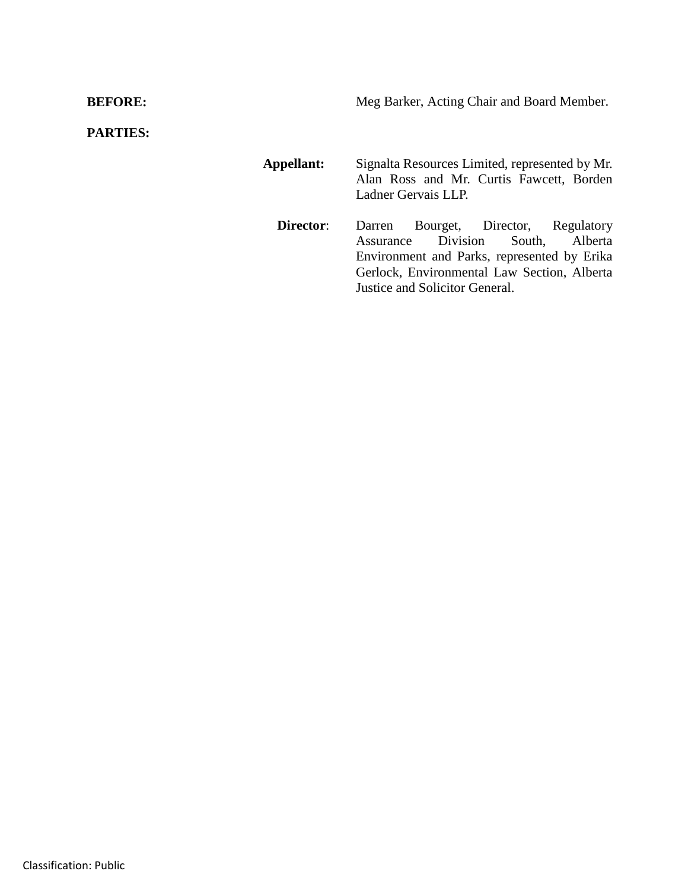**BEFORE:** Meg Barker, Acting Chair and Board Member.

**PARTIES:**

**Appellant:** Signalta Resources Limited, represented by Mr. Alan Ross and Mr. Curtis Fawcett, Borden Ladner Gervais LLP.

**Director**: Darren Bourget, Director, Regulatory Assurance Division South, Alberta Environment and Parks, represented by Erika Gerlock, Environmental Law Section, Alberta Justice and Solicitor General.

Classification: Public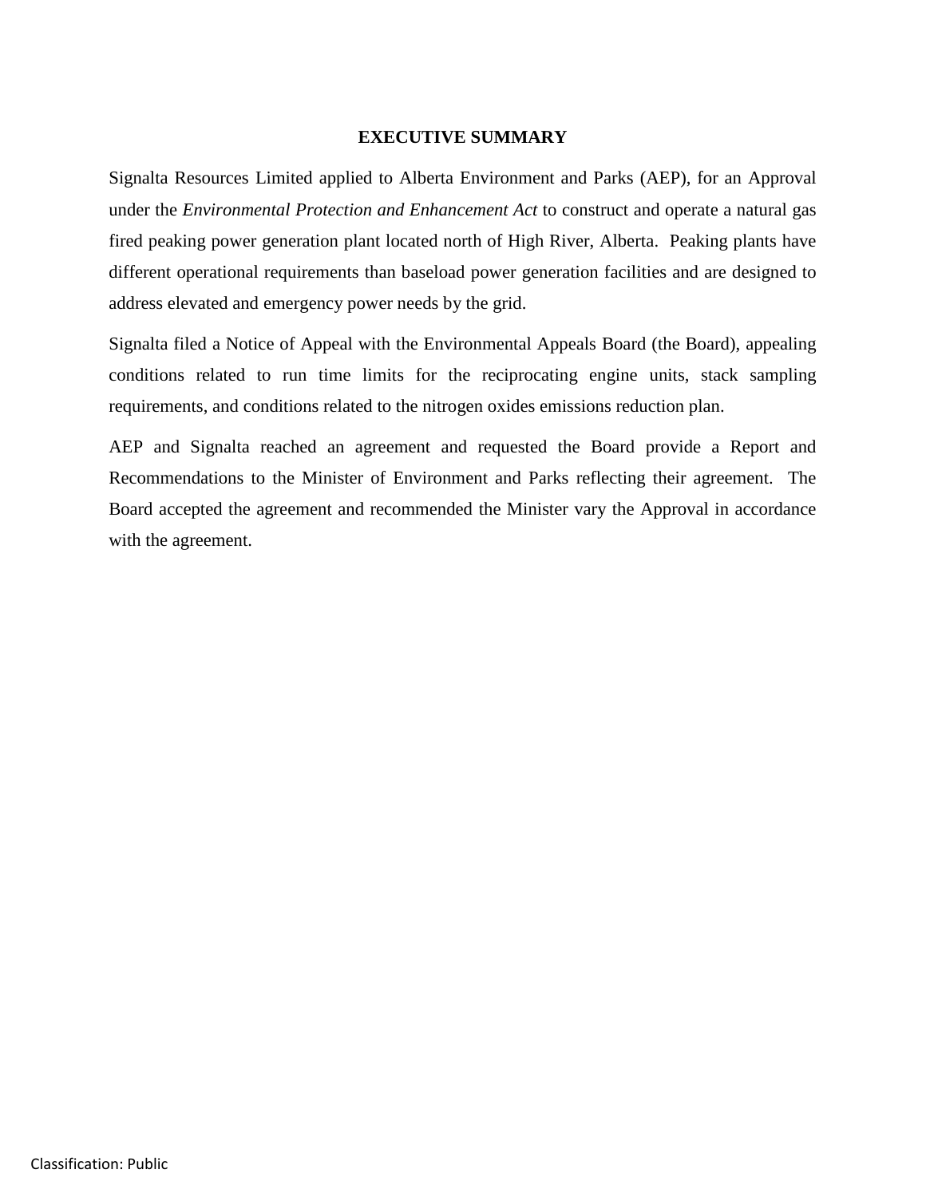# EXECUTIVE SUMMARY

Signalta Resources Limited applied to Alberta Environment and Parks (AEP), for an Approval under the *Environmental Protection and Enhancement Act* to construct and operate a natural gas fired peaking power generation plant located north of High River, Alberta. Peaking plants have different operational requirements than baseload power generation facilities and are designed to address elevated and emergency power needs by the grid.

Signalta filed a Notice of Appeal with the Environmental Appeals Board (the Board), appealing conditions related to run time limits for the reciprocating engine units, stack sampling requirements, and conditions related to the nitrogen oxides emissions reduction plan.

AEP and Signalta reached an agreement and requested the Board provide a Report and Recommendations to the Minister of Environment and Parks reflecting their agreement. The Board accepted the agreement and recommended the Minister vary the Approval in accordance with the agreement.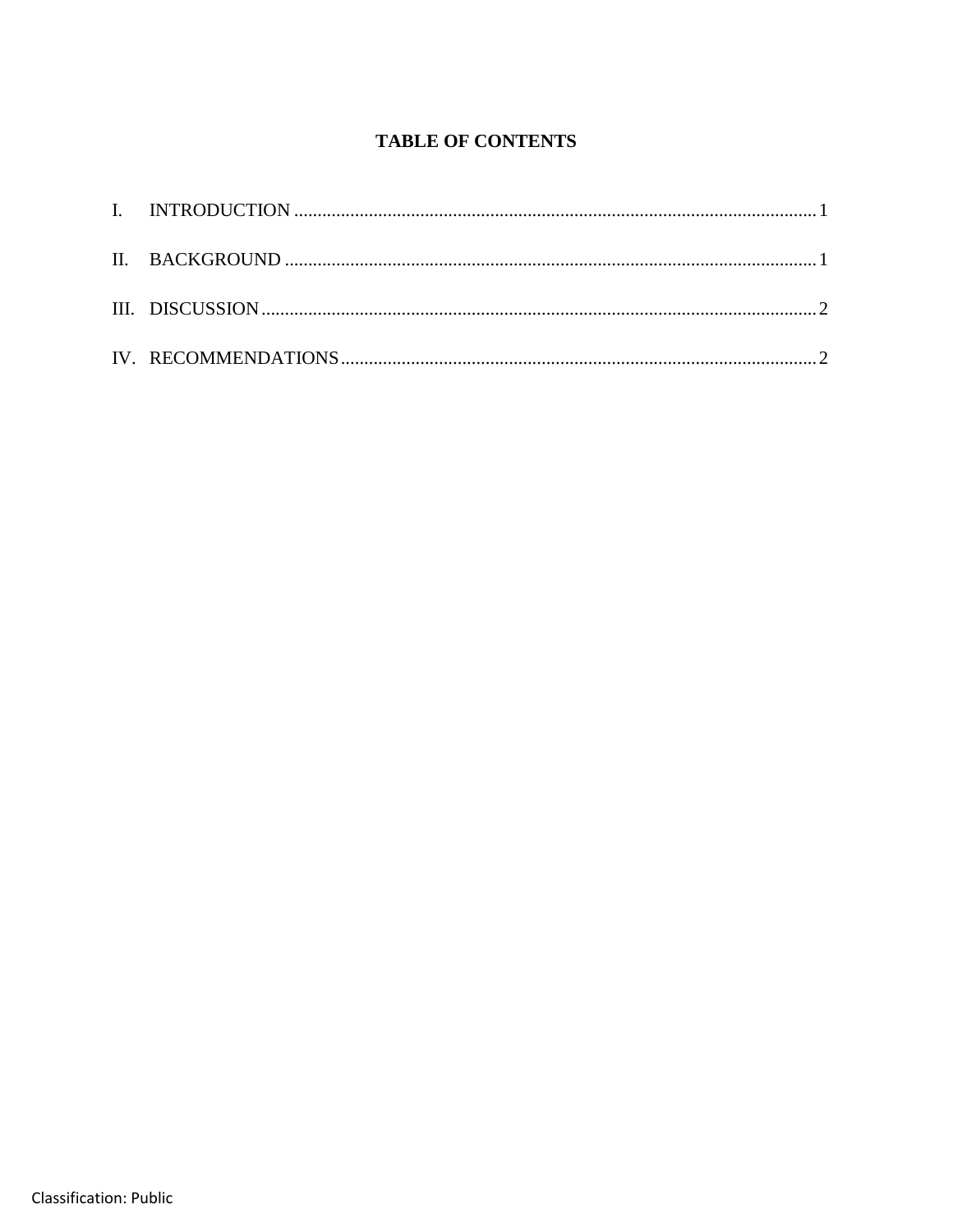## TABLE OF CONTENTS

I. INTRODUCTION ........................................................................................................ 1

II. BACKGROUND ........................................................................................................ 1

III. DISCUSSION ........................................................................................................ 2

IV. RECOMMENDATIONS ........................................................................................................ 2

Classification: Public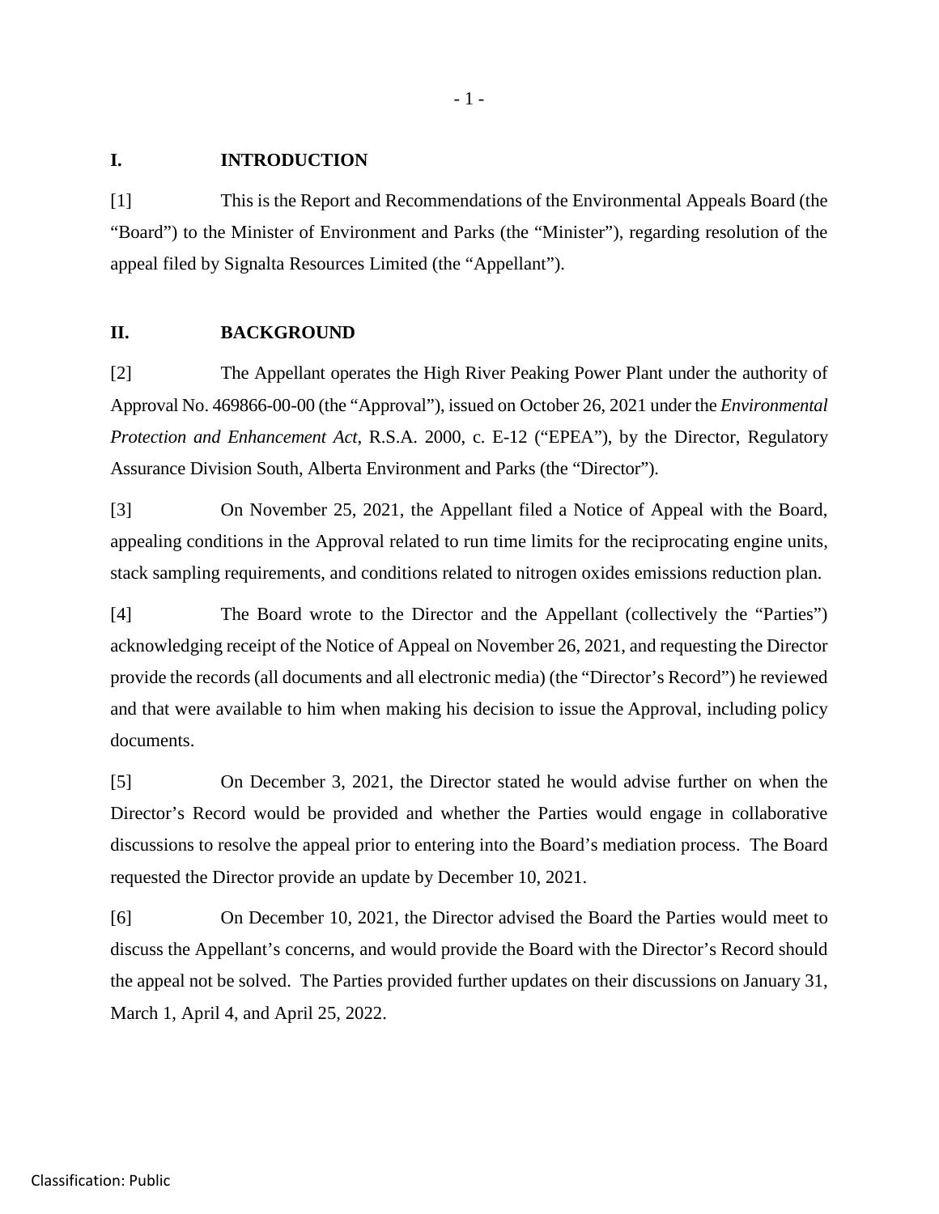## I. INTRODUCTION

[1] This is the Report and Recommendations of the Environmental Appeals Board (the "Board") to the Minister of Environment and Parks (the "Minister"), regarding resolution of the appeal filed by Signalta Resources Limited (the "Appellant").

## II. BACKGROUND

[2] The Appellant operates the High River Peaking Power Plant under the authority of Approval No. 469866-00-00 (the "Approval"), issued on October 26, 2021 under the *Environmental Protection and Enhancement Act*, R.S.A. 2000, c. E-12 ("EPEA"), by the Director, Regulatory Assurance Division South, Alberta Environment and Parks (the "Director").

[3] On November 25, 2021, the Appellant filed a Notice of Appeal with the Board, appealing conditions in the Approval related to run time limits for the reciprocating engine units, stack sampling requirements, and conditions related to nitrogen oxides emissions reduction plan.

[4] The Board wrote to the Director and the Appellant (collectively the "Parties") acknowledging receipt of the Notice of Appeal on November 26, 2021, and requesting the Director provide the records (all documents and all electronic media) (the "Director's Record") he reviewed and that were available to him when making his decision to issue the Approval, including policy documents.

[5] On December 3, 2021, the Director stated he would advise further on when the Director's Record would be provided and whether the Parties would engage in collaborative discussions to resolve the appeal prior to entering into the Board's mediation process. The Board requested the Director provide an update by December 10, 2021.

[6] On December 10, 2021, the Director advised the Board the Parties would meet to discuss the Appellant's concerns, and would provide the Board with the Director's Record should the appeal not be solved. The Parties provided further updates on their discussions on January 31, March 1, April 4, and April 25, 2022.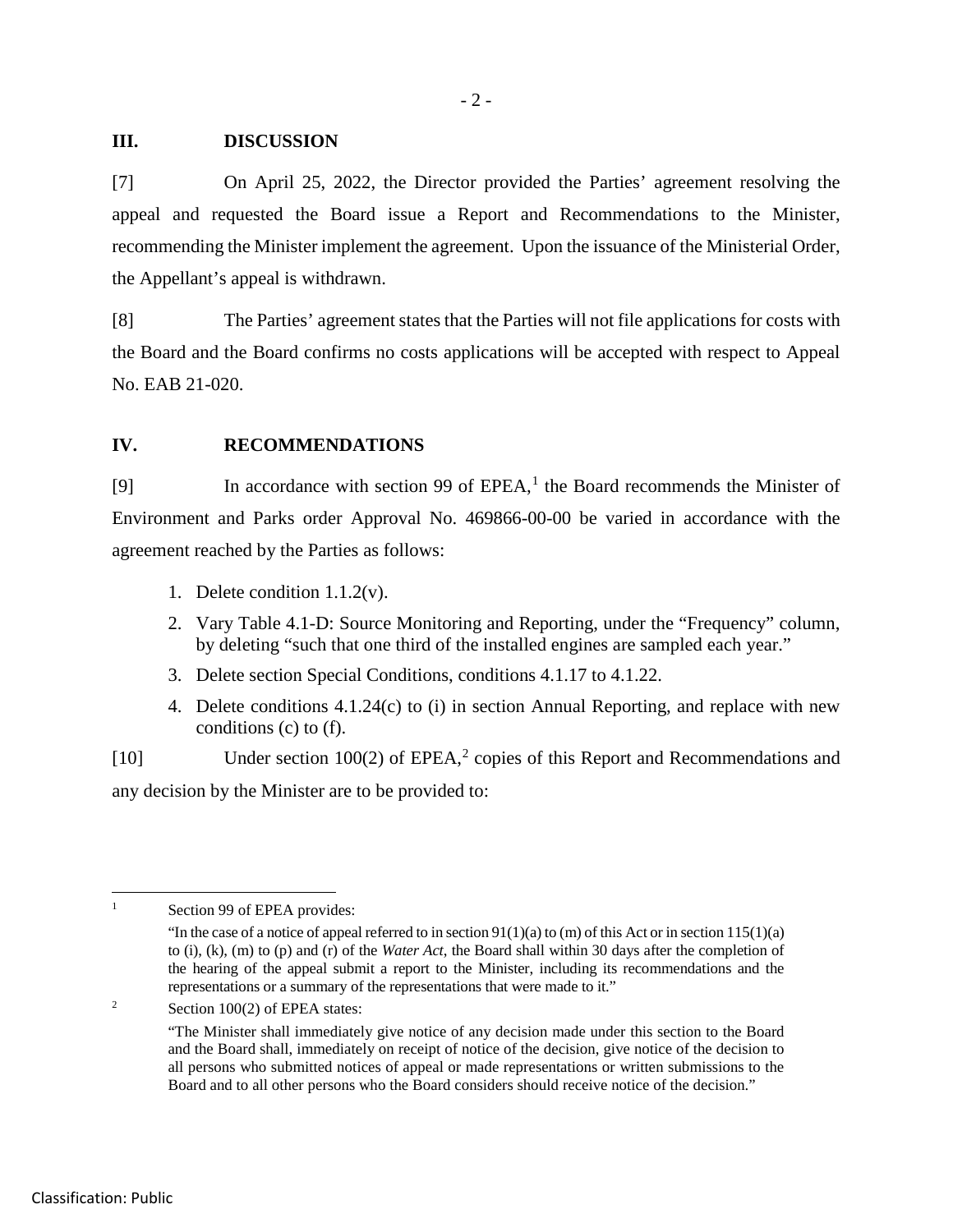## III. DISCUSSION

[7] On April 25, 2022, the Director provided the Parties' agreement resolving the appeal and requested the Board issue a Report and Recommendations to the Minister, recommending the Minister implement the agreement. Upon the issuance of the Ministerial Order, the Appellant's appeal is withdrawn.

[8] The Parties' agreement states that the Parties will not file applications for costs with the Board and the Board confirms no costs applications will be accepted with respect to Appeal No. EAB 21-020.

## IV. RECOMMENDATIONS

[9] In accordance with section 99 of EPEA,[1] the Board recommends the Minister of Environment and Parks order Approval No. 469866-00-00 be varied in accordance with the agreement reached by the Parties as follows:

1. Delete condition 1.1.2(v).
2. Vary Table 4.1-D: Source Monitoring and Reporting, under the "Frequency" column, by deleting "such that one third of the installed engines are sampled each year."
3. Delete section Special Conditions, conditions 4.1.17 to 4.1.22.
4. Delete conditions 4.1.24(c) to (i) in section Annual Reporting, and replace with new conditions (c) to (f).

[10] Under section 100(2) of EPEA,[2] copies of this Report and Recommendations and any decision by the Minister are to be provided to:

---

[1] Section 99 of EPEA provides:

"In the case of a notice of appeal referred to in section 91(1)(a) to (m) of this Act or in section 115(1)(a) to (i), (k), (m) to (p) and (r) of the *Water Act*, the Board shall within 30 days after the completion of the hearing of the appeal submit a report to the Minister, including its recommendations and the representations or a summary of the representations that were made to it."

[2] Section 100(2) of EPEA states:

"The Minister shall immediately give notice of any decision made under this section to the Board and the Board shall, immediately on receipt of notice of the decision, give notice of the decision to all persons who submitted notices of appeal or made representations or written submissions to the Board and to all other persons who the Board considers should receive notice of the decision."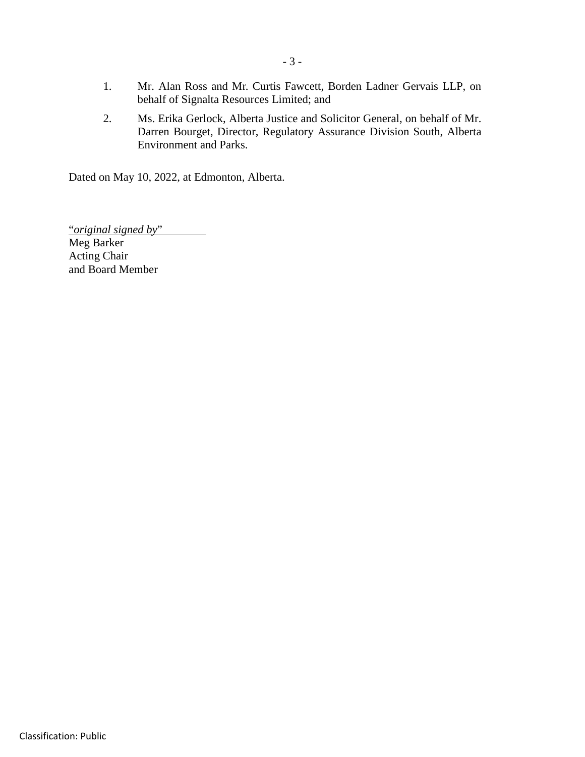1. Mr. Alan Ross and Mr. Curtis Fawcett, Borden Ladner Gervais LLP, on behalf of Signalta Resources Limited; and

2. Ms. Erika Gerlock, Alberta Justice and Solicitor General, on behalf of Mr. Darren Bourget, Director, Regulatory Assurance Division South, Alberta Environment and Parks.

Dated on May 10, 2022, at Edmonton, Alberta.

"*original signed by*"
Meg Barker
Acting Chair
and Board Member

Classification: Public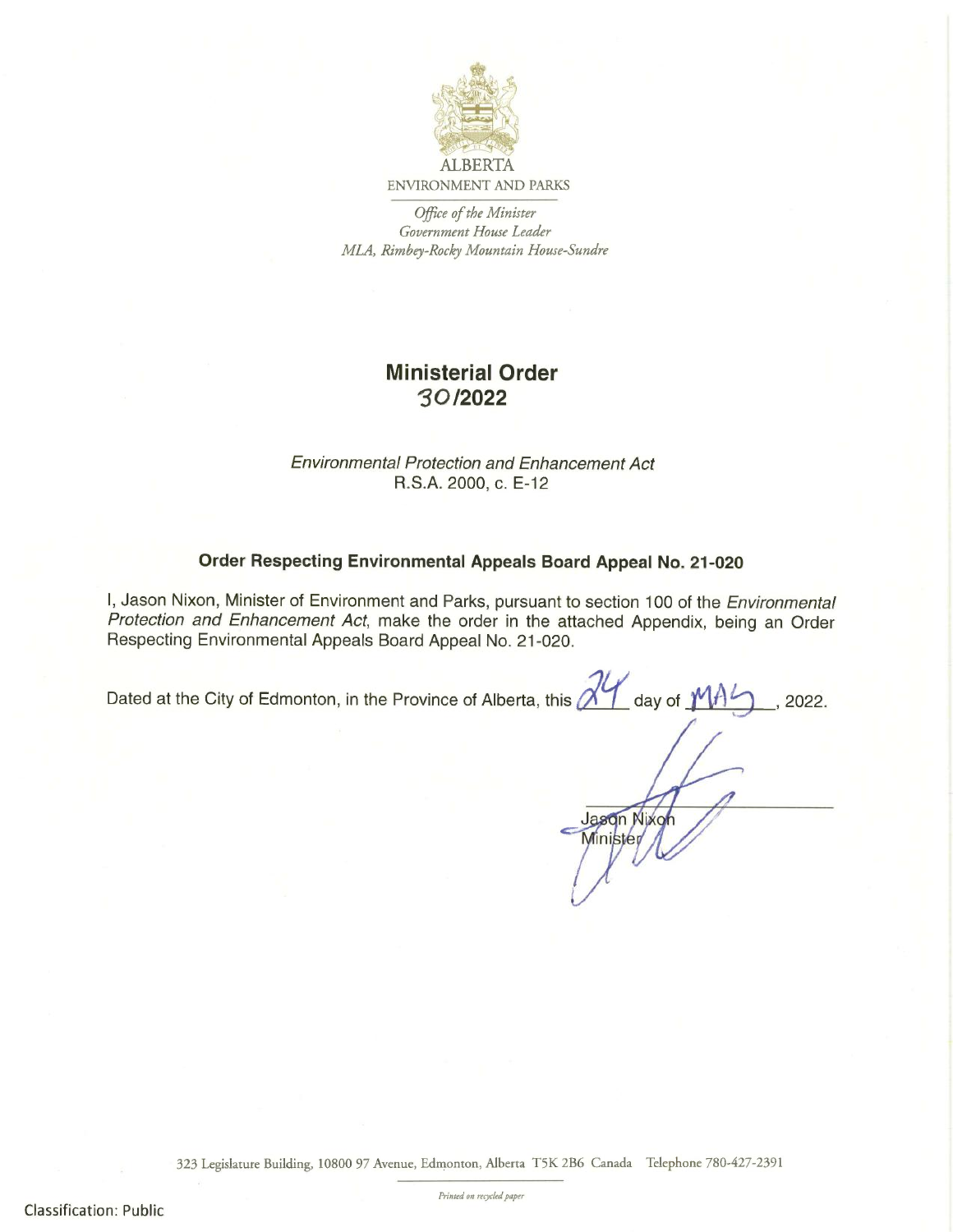ALBERTA
ENVIRONMENT AND PARKS

*Office of the Minister*
*Government House Leader*
*MLA, Rimbey-Rocky Mountain House-Sundre*

# Ministerial Order
# 30/2022

*Environmental Protection and Enhancement Act*
R.S.A. 2000, c. E-12

## Order Respecting Environmental Appeals Board Appeal No. 21-020

I, Jason Nixon, Minister of Environment and Parks, pursuant to section 100 of the *Environmental Protection and Enhancement Act*, make the order in the attached Appendix, being an Order Respecting Environmental Appeals Board Appeal No. 21-020.

Dated at the City of Edmonton, in the Province of Alberta, this 24 day of MAY, 2022.

Jason Nixon
Minister

323 Legislature Building, 10800 97 Avenue, Edmonton, Alberta T5K 2B6 Canada Telephone 780-427-2391

*Printed on recycled paper*

Classification: Public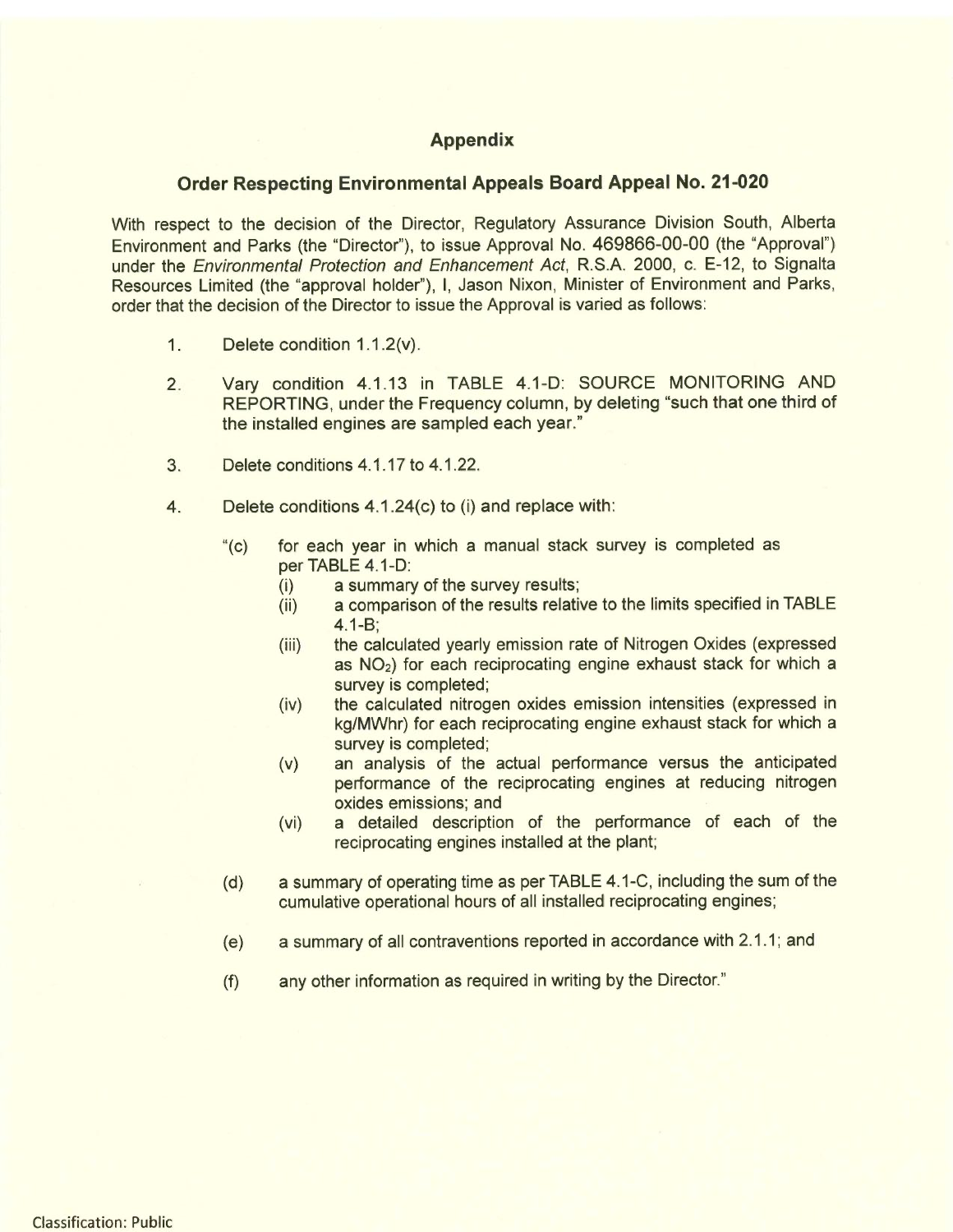## Appendix

## Order Respecting Environmental Appeals Board Appeal No. 21-020

With respect to the decision of the Director, Regulatory Assurance Division South, Alberta Environment and Parks (the "Director"), to issue Approval No. 469866-00-00 (the "Approval") under the *Environmental Protection and Enhancement Act*, R.S.A. 2000, c. E-12, to Signalta Resources Limited (the "approval holder"), I, Jason Nixon, Minister of Environment and Parks, order that the decision of the Director to issue the Approval is varied as follows:

1. Delete condition 1.1.2(v).

2. Vary condition 4.1.13 in TABLE 4.1-D: SOURCE MONITORING AND REPORTING, under the Frequency column, by deleting "such that one third of the installed engines are sampled each year."

3. Delete conditions 4.1.17 to 4.1.22.

4. Delete conditions 4.1.24(c) to (i) and replace with:

   "(c) for each year in which a manual stack survey is completed as per TABLE 4.1-D:
      - (i) a summary of the survey results;
      - (ii) a comparison of the results relative to the limits specified in TABLE 4.1-B;
      - (iii) the calculated yearly emission rate of Nitrogen Oxides (expressed as $NO_2$) for each reciprocating engine exhaust stack for which a survey is completed;
      - (iv) the calculated nitrogen oxides emission intensities (expressed in kg/MWhr) for each reciprocating engine exhaust stack for which a survey is completed;
      - (v) an analysis of the actual performance versus the anticipated performance of the reciprocating engines at reducing nitrogen oxides emissions; and
      - (vi) a detailed description of the performance of each of the reciprocating engines installed at the plant;

   (d) a summary of operating time as per TABLE 4.1-C, including the sum of the cumulative operational hours of all installed reciprocating engines;

   (e) a summary of all contraventions reported in accordance with 2.1.1; and

   (f) any other information as required in writing by the Director."

Classification: Public